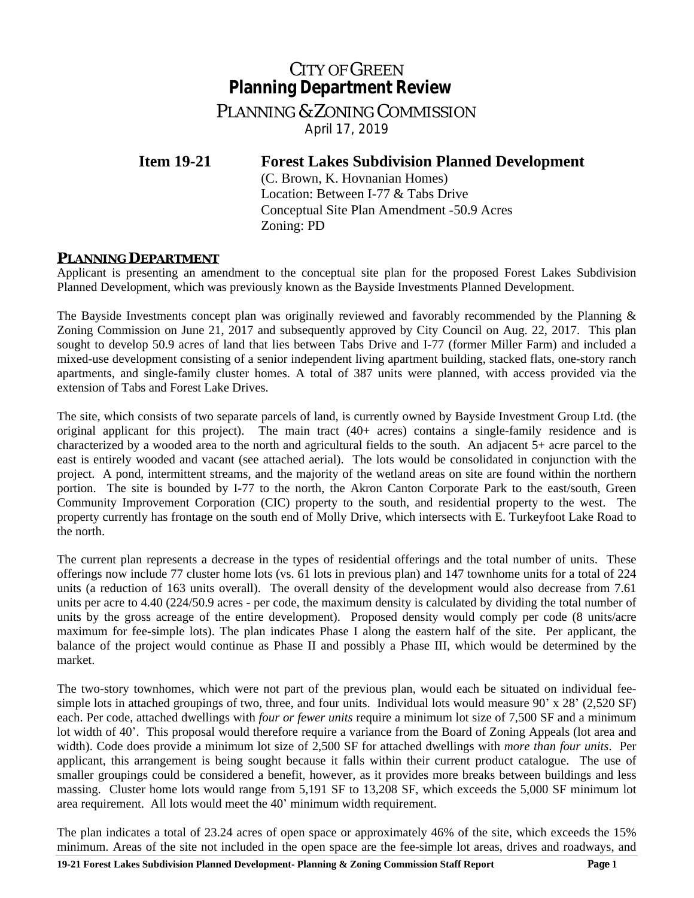# City of Green
## Planning Department Review
### Planning & Zoning Commission
April 17, 2019

**Item 19-21** **Forest Lakes Subdivision Planned Development**
(C. Brown, K. Hovnanian Homes)
Location: Between I-77 & Tabs Drive
Conceptual Site Plan Amendment -50.9 Acres
Zoning: PD

## PLANNING DEPARTMENT

Applicant is presenting an amendment to the conceptual site plan for the proposed Forest Lakes Subdivision Planned Development, which was previously known as the Bayside Investments Planned Development.

The Bayside Investments concept plan was originally reviewed and favorably recommended by the Planning & Zoning Commission on June 21, 2017 and subsequently approved by City Council on Aug. 22, 2017. This plan sought to develop 50.9 acres of land that lies between Tabs Drive and I-77 (former Miller Farm) and included a mixed-use development consisting of a senior independent living apartment building, stacked flats, one-story ranch apartments, and single-family cluster homes. A total of 387 units were planned, with access provided via the extension of Tabs and Forest Lake Drives.

The site, which consists of two separate parcels of land, is currently owned by Bayside Investment Group Ltd. (the original applicant for this project). The main tract (40+ acres) contains a single-family residence and is characterized by a wooded area to the north and agricultural fields to the south. An adjacent 5+ acre parcel to the east is entirely wooded and vacant (see attached aerial). The lots would be consolidated in conjunction with the project. A pond, intermittent streams, and the majority of the wetland areas on site are found within the northern portion. The site is bounded by I-77 to the north, the Akron Canton Corporate Park to the east/south, Green Community Improvement Corporation (CIC) property to the south, and residential property to the west. The property currently has frontage on the south end of Molly Drive, which intersects with E. Turkeyfoot Lake Road to the north.

The current plan represents a decrease in the types of residential offerings and the total number of units. These offerings now include 77 cluster home lots (vs. 61 lots in previous plan) and 147 townhome units for a total of 224 units (a reduction of 163 units overall). The overall density of the development would also decrease from 7.61 units per acre to 4.40 (224/50.9 acres - per code, the maximum density is calculated by dividing the total number of units by the gross acreage of the entire development). Proposed density would comply per code (8 units/acre maximum for fee-simple lots). The plan indicates Phase I along the eastern half of the site. Per applicant, the balance of the project would continue as Phase II and possibly a Phase III, which would be determined by the market.

The two-story townhomes, which were not part of the previous plan, would each be situated on individual fee-simple lots in attached groupings of two, three, and four units. Individual lots would measure 90' x 28' (2,520 SF) each. Per code, attached dwellings with *four or fewer units* require a minimum lot size of 7,500 SF and a minimum lot width of 40'. This proposal would therefore require a variance from the Board of Zoning Appeals (lot area and width). Code does provide a minimum lot size of 2,500 SF for attached dwellings with *more than four units*. Per applicant, this arrangement is being sought because it falls within their current product catalogue. The use of smaller groupings could be considered a benefit, however, as it provides more breaks between buildings and less massing. Cluster home lots would range from 5,191 SF to 13,208 SF, which exceeds the 5,000 SF minimum lot area requirement. All lots would meet the 40' minimum width requirement.

The plan indicates a total of 23.24 acres of open space or approximately 46% of the site, which exceeds the 15% minimum. Areas of the site not included in the open space are the fee-simple lot areas, drives and roadways, and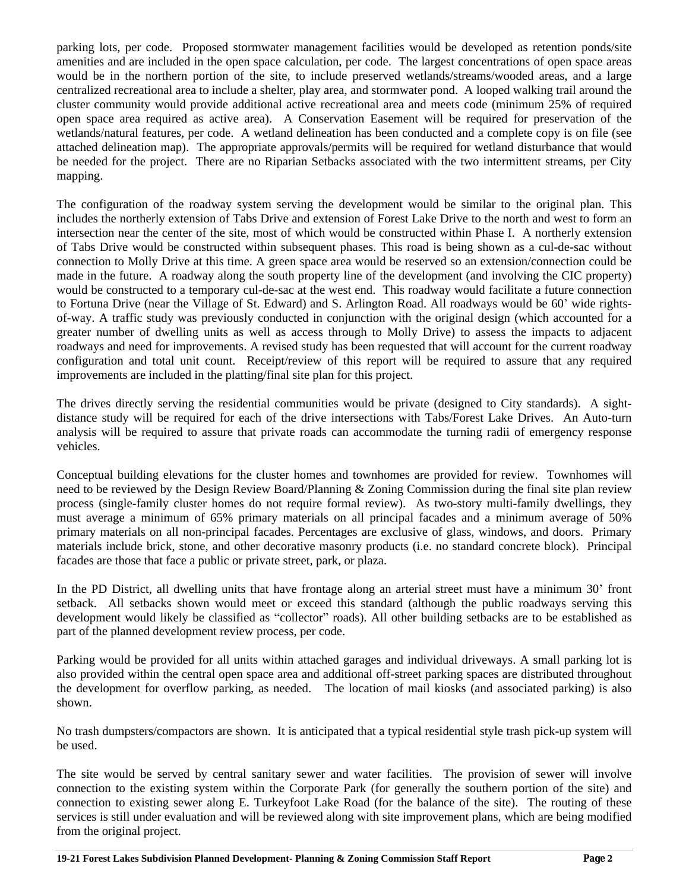parking lots, per code. Proposed stormwater management facilities would be developed as retention ponds/site amenities and are included in the open space calculation, per code. The largest concentrations of open space areas would be in the northern portion of the site, to include preserved wetlands/streams/wooded areas, and a large centralized recreational area to include a shelter, play area, and stormwater pond. A looped walking trail around the cluster community would provide additional active recreational area and meets code (minimum 25% of required open space area required as active area). A Conservation Easement will be required for preservation of the wetlands/natural features, per code. A wetland delineation has been conducted and a complete copy is on file (see attached delineation map). The appropriate approvals/permits will be required for wetland disturbance that would be needed for the project. There are no Riparian Setbacks associated with the two intermittent streams, per City mapping.

The configuration of the roadway system serving the development would be similar to the original plan. This includes the northerly extension of Tabs Drive and extension of Forest Lake Drive to the north and west to form an intersection near the center of the site, most of which would be constructed within Phase I. A northerly extension of Tabs Drive would be constructed within subsequent phases. This road is being shown as a cul-de-sac without connection to Molly Drive at this time. A green space area would be reserved so an extension/connection could be made in the future. A roadway along the south property line of the development (and involving the CIC property) would be constructed to a temporary cul-de-sac at the west end. This roadway would facilitate a future connection to Fortuna Drive (near the Village of St. Edward) and S. Arlington Road. All roadways would be 60' wide rights-of-way. A traffic study was previously conducted in conjunction with the original design (which accounted for a greater number of dwelling units as well as access through to Molly Drive) to assess the impacts to adjacent roadways and need for improvements. A revised study has been requested that will account for the current roadway configuration and total unit count. Receipt/review of this report will be required to assure that any required improvements are included in the platting/final site plan for this project.

The drives directly serving the residential communities would be private (designed to City standards). A sight-distance study will be required for each of the drive intersections with Tabs/Forest Lake Drives. An Auto-turn analysis will be required to assure that private roads can accommodate the turning radii of emergency response vehicles.

Conceptual building elevations for the cluster homes and townhomes are provided for review. Townhomes will need to be reviewed by the Design Review Board/Planning & Zoning Commission during the final site plan review process (single-family cluster homes do not require formal review). As two-story multi-family dwellings, they must average a minimum of 65% primary materials on all principal facades and a minimum average of 50% primary materials on all non-principal facades. Percentages are exclusive of glass, windows, and doors. Primary materials include brick, stone, and other decorative masonry products (i.e. no standard concrete block). Principal facades are those that face a public or private street, park, or plaza.

In the PD District, all dwelling units that have frontage along an arterial street must have a minimum 30' front setback. All setbacks shown would meet or exceed this standard (although the public roadways serving this development would likely be classified as "collector" roads). All other building setbacks are to be established as part of the planned development review process, per code.

Parking would be provided for all units within attached garages and individual driveways. A small parking lot is also provided within the central open space area and additional off-street parking spaces are distributed throughout the development for overflow parking, as needed. The location of mail kiosks (and associated parking) is also shown.

No trash dumpsters/compactors are shown. It is anticipated that a typical residential style trash pick-up system will be used.

The site would be served by central sanitary sewer and water facilities. The provision of sewer will involve connection to the existing system within the Corporate Park (for generally the southern portion of the site) and connection to existing sewer along E. Turkeyfoot Lake Road (for the balance of the site). The routing of these services is still under evaluation and will be reviewed along with site improvement plans, which are being modified from the original project.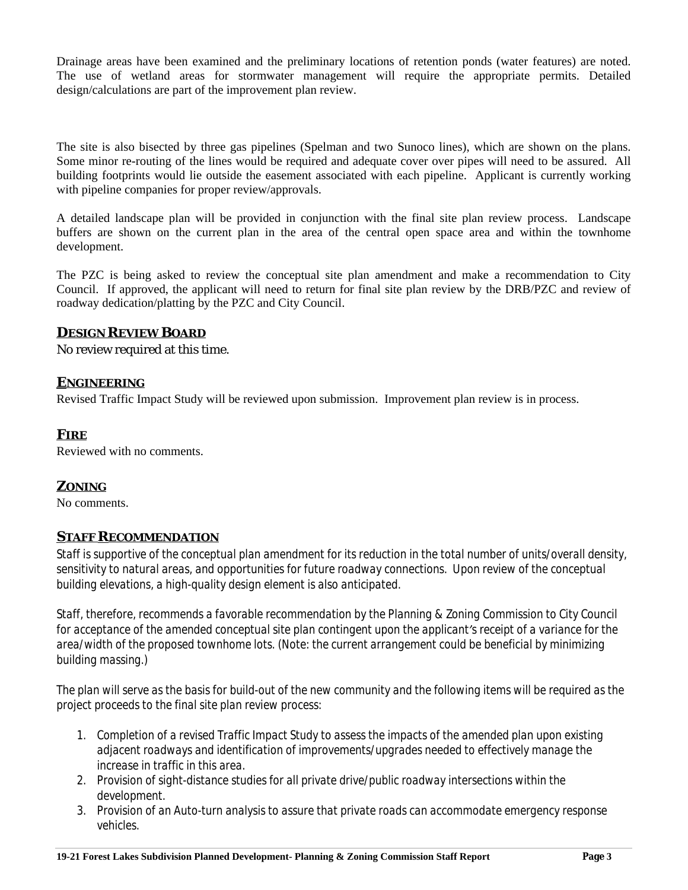Drainage areas have been examined and the preliminary locations of retention ponds (water features) are noted. The use of wetland areas for stormwater management will require the appropriate permits. Detailed design/calculations are part of the improvement plan review.

The site is also bisected by three gas pipelines (Spelman and two Sunoco lines), which are shown on the plans. Some minor re-routing of the lines would be required and adequate cover over pipes will need to be assured. All building footprints would lie outside the easement associated with each pipeline. Applicant is currently working with pipeline companies for proper review/approvals.

A detailed landscape plan will be provided in conjunction with the final site plan review process. Landscape buffers are shown on the current plan in the area of the central open space area and within the townhome development.

The PZC is being asked to review the conceptual site plan amendment and make a recommendation to City Council. If approved, the applicant will need to return for final site plan review by the DRB/PZC and review of roadway dedication/platting by the PZC and City Council.

## DESIGN REVIEW BOARD

No review required at this time.

## ENGINEERING

Revised Traffic Impact Study will be reviewed upon submission. Improvement plan review is in process.

## FIRE

Reviewed with no comments.

## ZONING

No comments.

## STAFF RECOMMENDATION

Staff is supportive of the conceptual plan amendment for its reduction in the total number of units/overall density, sensitivity to natural areas, and opportunities for future roadway connections. Upon review of the conceptual building elevations, a high-quality design element is also anticipated.

Staff, therefore, recommends a favorable recommendation by the Planning & Zoning Commission to City Council for acceptance of the amended conceptual site plan contingent upon the applicant's receipt of a variance for the area/width of the proposed townhome lots. (Note: the current arrangement could be beneficial by minimizing building massing.)

The plan will serve as the basis for build-out of the new community and the following items will be required as the project proceeds to the final site plan review process:

1. Completion of a revised Traffic Impact Study to assess the impacts of the amended plan upon existing adjacent roadways and identification of improvements/upgrades needed to effectively manage the increase in traffic in this area.
2. Provision of sight-distance studies for all private drive/public roadway intersections within the development.
3. Provision of an Auto-turn analysis to assure that private roads can accommodate emergency response vehicles.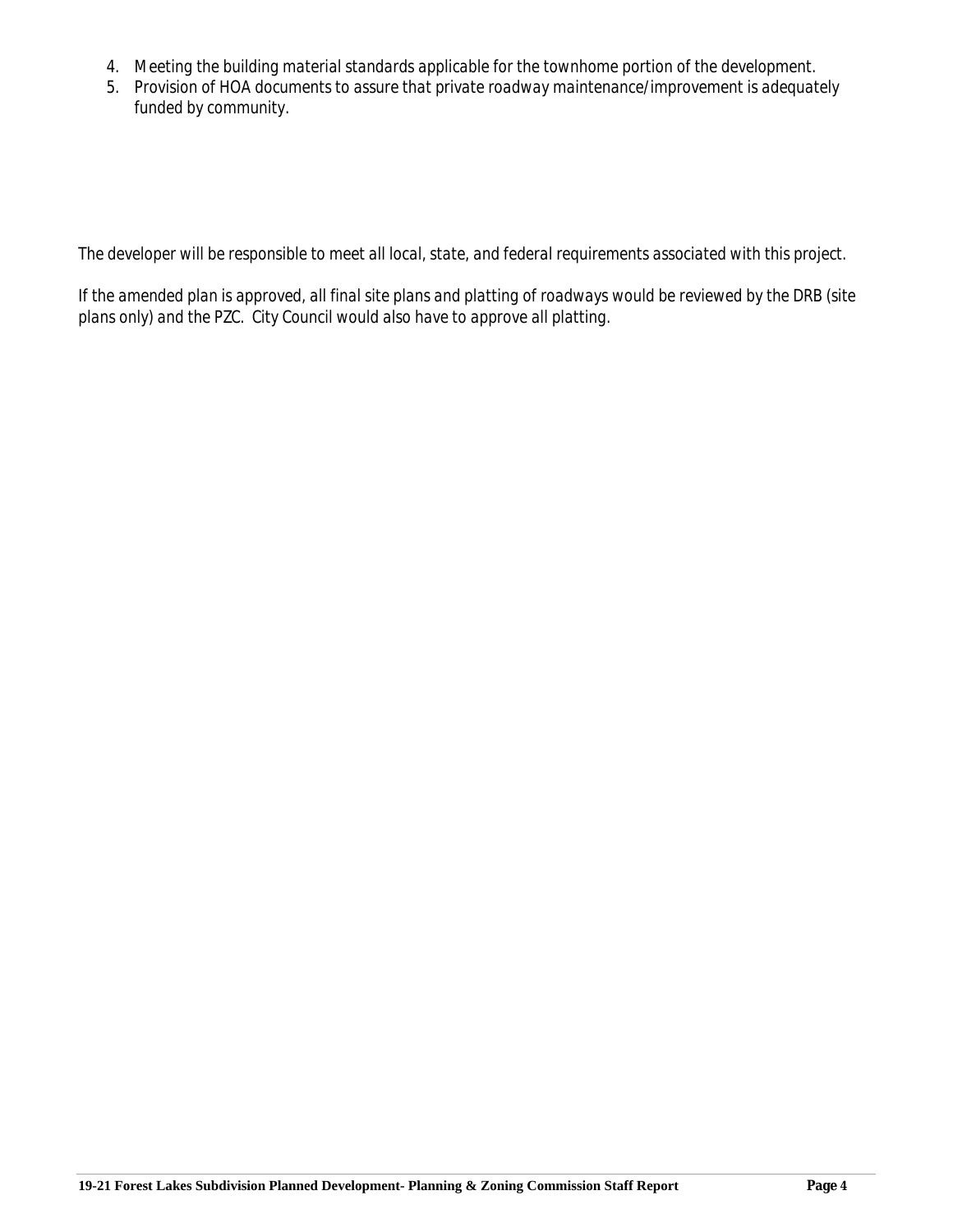4. Meeting the building material standards applicable for the townhome portion of the development.
5. Provision of HOA documents to assure that private roadway maintenance/improvement is adequately funded by community.

The developer will be responsible to meet all local, state, and federal requirements associated with this project.

If the amended plan is approved, all final site plans and platting of roadways would be reviewed by the DRB (site plans only) and the PZC. City Council would also have to approve all platting.